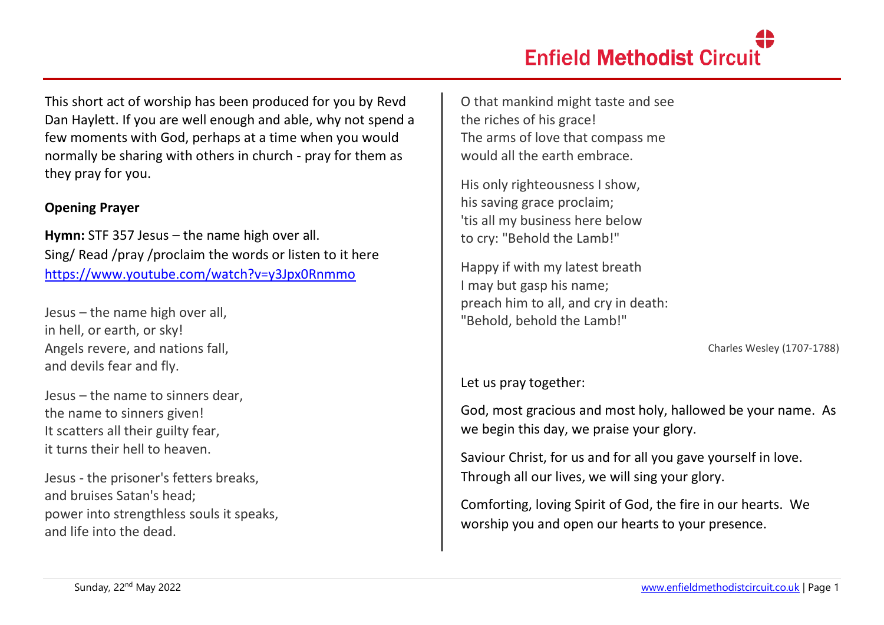This short act of worship has been produced for you by Revd Dan Haylett. If you are well enough and able, why not spend a few moments with God, perhaps at a time when you would normally be sharing with others in church - pray for them as they pray for you.

**Opening Prayer**

**Hymn:** STF 357 Jesus – the name high over all.
Sing/ Read /pray /proclaim the words or listen to it here
https://www.youtube.com/watch?v=y3Jpx0Rnmmo

Jesus – the name high over all,
in hell, or earth, or sky!
Angels revere, and nations fall,
and devils fear and fly.

Jesus – the name to sinners dear,
the name to sinners given!
It scatters all their guilty fear,
it turns their hell to heaven.

Jesus - the prisoner's fetters breaks,
and bruises Satan's head;
power into strengthless souls it speaks,
and life into the dead.

O that mankind might taste and see
the riches of his grace!
The arms of love that compass me
would all the earth embrace.

His only righteousness I show,
his saving grace proclaim;
'tis all my business here below
to cry: "Behold the Lamb!"

Happy if with my latest breath
I may but gasp his name;
preach him to all, and cry in death:
"Behold, behold the Lamb!"

Charles Wesley (1707-1788)

Let us pray together:

God, most gracious and most holy, hallowed be your name. As we begin this day, we praise your glory.

Saviour Christ, for us and for all you gave yourself in love. Through all our lives, we will sing your glory.

Comforting, loving Spirit of God, the fire in our hearts. We worship you and open our hearts to your presence.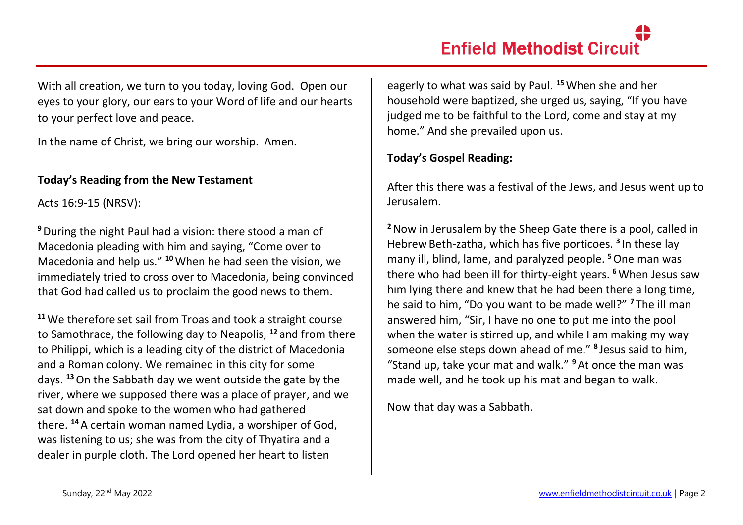With all creation, we turn to you today, loving God. Open our eyes to your glory, our ears to your Word of life and our hearts to your perfect love and peace.

In the name of Christ, we bring our worship. Amen.

**Today's Reading from the New Testament**

Acts 16:9-15 (NRSV):

[9] During the night Paul had a vision: there stood a man of Macedonia pleading with him and saying, "Come over to Macedonia and help us." [10] When he had seen the vision, we immediately tried to cross over to Macedonia, being convinced that God had called us to proclaim the good news to them.

[11] We therefore set sail from Troas and took a straight course to Samothrace, the following day to Neapolis, [12] and from there to Philippi, which is a leading city of the district of Macedonia and a Roman colony. We remained in this city for some days. [13] On the Sabbath day we went outside the gate by the river, where we supposed there was a place of prayer, and we sat down and spoke to the women who had gathered there. [14] A certain woman named Lydia, a worshiper of God, was listening to us; she was from the city of Thyatira and a dealer in purple cloth. The Lord opened her heart to listen eagerly to what was said by Paul. [15] When she and her household were baptized, she urged us, saying, "If you have judged me to be faithful to the Lord, come and stay at my home." And she prevailed upon us.

**Today's Gospel Reading:**

After this there was a festival of the Jews, and Jesus went up to Jerusalem.

[2] Now in Jerusalem by the Sheep Gate there is a pool, called in Hebrew Beth-zatha, which has five porticoes. [3] In these lay many ill, blind, lame, and paralyzed people. [5] One man was there who had been ill for thirty-eight years. [6] When Jesus saw him lying there and knew that he had been there a long time, he said to him, "Do you want to be made well?" [7] The ill man answered him, "Sir, I have no one to put me into the pool when the water is stirred up, and while I am making my way someone else steps down ahead of me." [8] Jesus said to him, "Stand up, take your mat and walk." [9] At once the man was made well, and he took up his mat and began to walk.

Now that day was a Sabbath.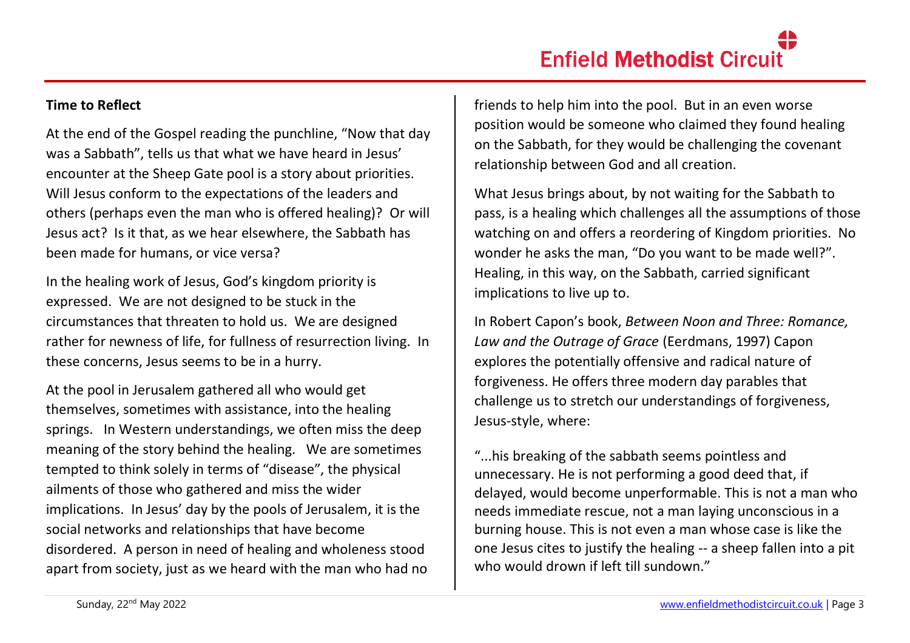**Time to Reflect**

At the end of the Gospel reading the punchline, "Now that day was a Sabbath", tells us that what we have heard in Jesus' encounter at the Sheep Gate pool is a story about priorities. Will Jesus conform to the expectations of the leaders and others (perhaps even the man who is offered healing)? Or will Jesus act? Is it that, as we hear elsewhere, the Sabbath has been made for humans, or vice versa?

In the healing work of Jesus, God's kingdom priority is expressed. We are not designed to be stuck in the circumstances that threaten to hold us. We are designed rather for newness of life, for fullness of resurrection living. In these concerns, Jesus seems to be in a hurry.

At the pool in Jerusalem gathered all who would get themselves, sometimes with assistance, into the healing springs. In Western understandings, we often miss the deep meaning of the story behind the healing. We are sometimes tempted to think solely in terms of "disease", the physical ailments of those who gathered and miss the wider implications. In Jesus' day by the pools of Jerusalem, it is the social networks and relationships that have become disordered. A person in need of healing and wholeness stood apart from society, just as we heard with the man who had no friends to help him into the pool. But in an even worse position would be someone who claimed they found healing on the Sabbath, for they would be challenging the covenant relationship between God and all creation.

What Jesus brings about, by not waiting for the Sabbath to pass, is a healing which challenges all the assumptions of those watching on and offers a reordering of Kingdom priorities. No wonder he asks the man, "Do you want to be made well?". Healing, in this way, on the Sabbath, carried significant implications to live up to.

In Robert Capon's book, *Between Noon and Three: Romance, Law and the Outrage of Grace* (Eerdmans, 1997) Capon explores the potentially offensive and radical nature of forgiveness. He offers three modern day parables that challenge us to stretch our understandings of forgiveness, Jesus-style, where:

"...his breaking of the sabbath seems pointless and unnecessary. He is not performing a good deed that, if delayed, would become unperformable. This is not a man who needs immediate rescue, not a man laying unconscious in a burning house. This is not even a man whose case is like the one Jesus cites to justify the healing -- a sheep fallen into a pit who would drown if left till sundown."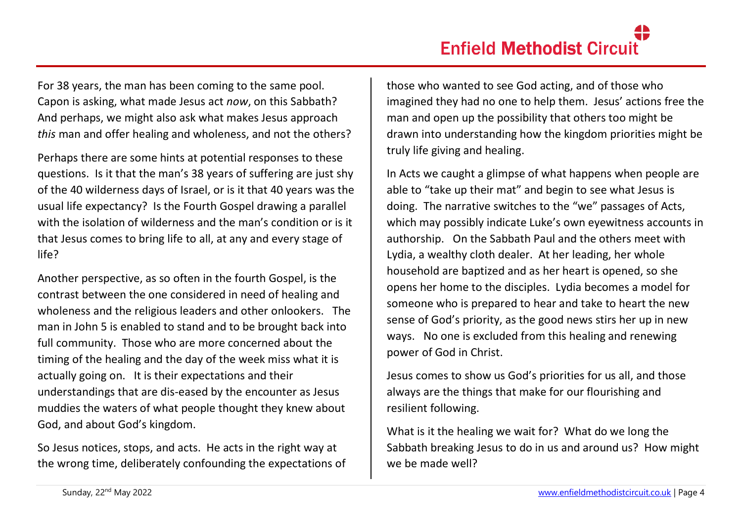For 38 years, the man has been coming to the same pool. Capon is asking, what made Jesus act *now*, on this Sabbath? And perhaps, we might also ask what makes Jesus approach *this* man and offer healing and wholeness, and not the others?

Perhaps there are some hints at potential responses to these questions. Is it that the man's 38 years of suffering are just shy of the 40 wilderness days of Israel, or is it that 40 years was the usual life expectancy? Is the Fourth Gospel drawing a parallel with the isolation of wilderness and the man's condition or is it that Jesus comes to bring life to all, at any and every stage of life?

Another perspective, as so often in the fourth Gospel, is the contrast between the one considered in need of healing and wholeness and the religious leaders and other onlookers. The man in John 5 is enabled to stand and to be brought back into full community. Those who are more concerned about the timing of the healing and the day of the week miss what it is actually going on. It is their expectations and their understandings that are dis-eased by the encounter as Jesus muddies the waters of what people thought they knew about God, and about God's kingdom.

So Jesus notices, stops, and acts. He acts in the right way at the wrong time, deliberately confounding the expectations of those who wanted to see God acting, and of those who imagined they had no one to help them. Jesus' actions free the man and open up the possibility that others too might be drawn into understanding how the kingdom priorities might be truly life giving and healing.

In Acts we caught a glimpse of what happens when people are able to "take up their mat" and begin to see what Jesus is doing. The narrative switches to the "we" passages of Acts, which may possibly indicate Luke's own eyewitness accounts in authorship. On the Sabbath Paul and the others meet with Lydia, a wealthy cloth dealer. At her leading, her whole household are baptized and as her heart is opened, so she opens her home to the disciples. Lydia becomes a model for someone who is prepared to hear and take to heart the new sense of God's priority, as the good news stirs her up in new ways. No one is excluded from this healing and renewing power of God in Christ.

Jesus comes to show us God's priorities for us all, and those always are the things that make for our flourishing and resilient following.

What is it the healing we wait for? What do we long the Sabbath breaking Jesus to do in us and around us? How might we be made well?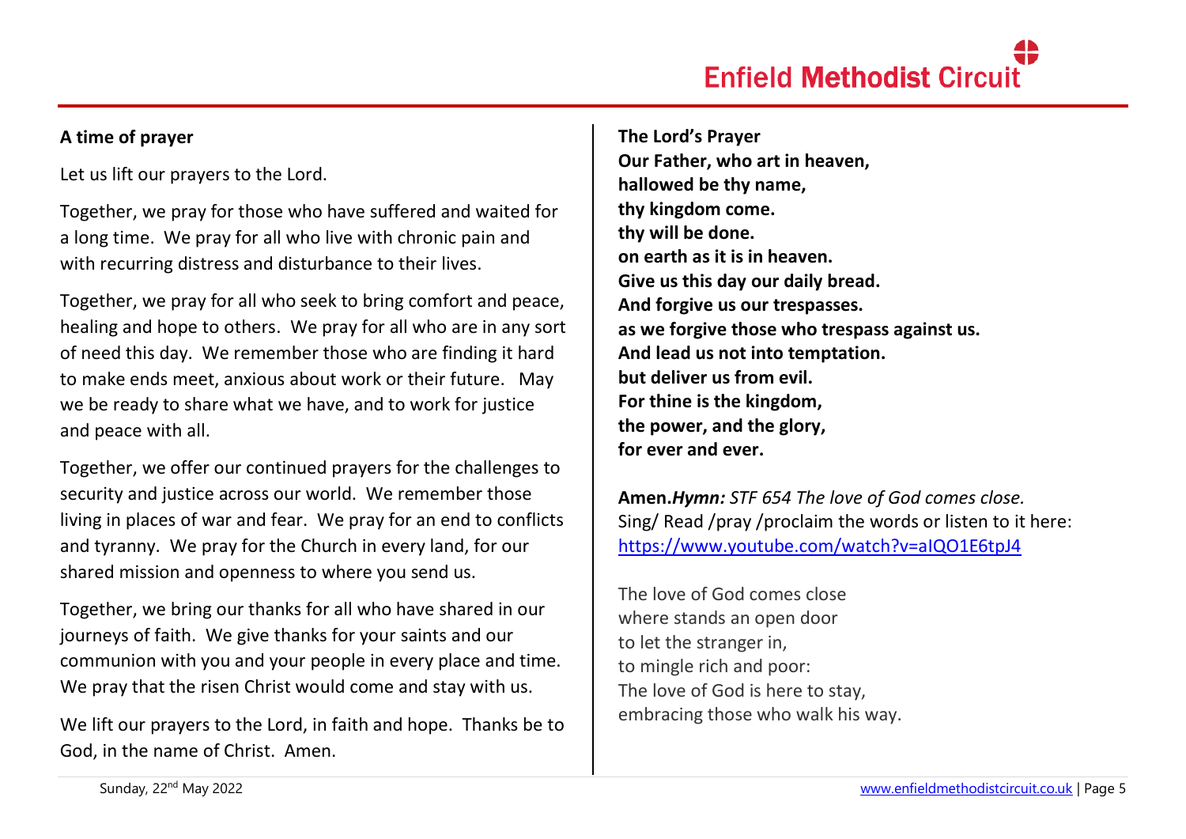**A time of prayer**

Let us lift our prayers to the Lord.

Together, we pray for those who have suffered and waited for a long time. We pray for all who live with chronic pain and with recurring distress and disturbance to their lives.

Together, we pray for all who seek to bring comfort and peace, healing and hope to others. We pray for all who are in any sort of need this day. We remember those who are finding it hard to make ends meet, anxious about work or their future. May we be ready to share what we have, and to work for justice and peace with all.

Together, we offer our continued prayers for the challenges to security and justice across our world. We remember those living in places of war and fear. We pray for an end to conflicts and tyranny. We pray for the Church in every land, for our shared mission and openness to where you send us.

Together, we bring our thanks for all who have shared in our journeys of faith. We give thanks for your saints and our communion with you and your people in every place and time. We pray that the risen Christ would come and stay with us.

We lift our prayers to the Lord, in faith and hope. Thanks be to God, in the name of Christ. Amen.

**The Lord's Prayer**
**Our Father, who art in heaven,**
**hallowed be thy name,**
**thy kingdom come.**
**thy will be done.**
**on earth as it is in heaven.**
**Give us this day our daily bread.**
**And forgive us our trespasses.**
**as we forgive those who trespass against us.**
**And lead us not into temptation.**
**but deliver us from evil.**
**For thine is the kingdom,**
**the power, and the glory,**
**for ever and ever.**

**Amen.*****Hymn:*** *STF 654 The love of God comes close.*
Sing/ Read /pray /proclaim the words or listen to it here: https://www.youtube.com/watch?v=aIQO1E6tpJ4

The love of God comes close
where stands an open door
to let the stranger in,
to mingle rich and poor:
The love of God is here to stay,
embracing those who walk his way.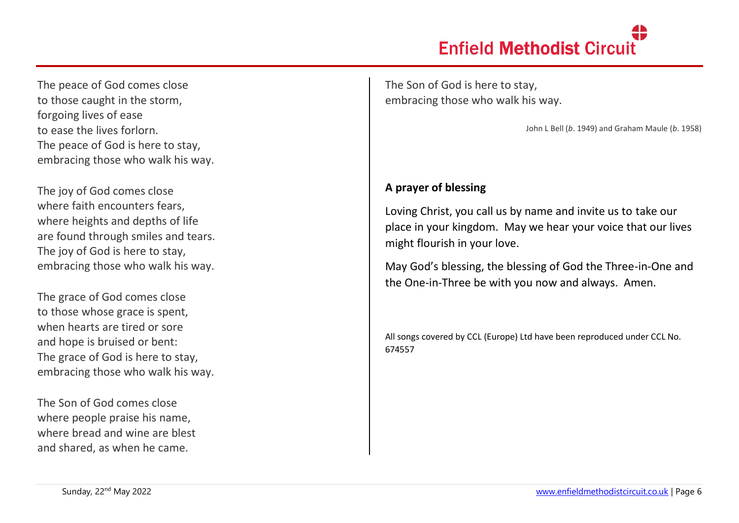The peace of God comes close
to those caught in the storm,
forgoing lives of ease
to ease the lives forlorn.
The peace of God is here to stay,
embracing those who walk his way.

The joy of God comes close
where faith encounters fears,
where heights and depths of life
are found through smiles and tears.
The joy of God is here to stay,
embracing those who walk his way.

The grace of God comes close
to those whose grace is spent,
when hearts are tired or sore
and hope is bruised or bent:
The grace of God is here to stay,
embracing those who walk his way.

The Son of God comes close
where people praise his name,
where bread and wine are blest
and shared, as when he came.
The Son of God is here to stay,
embracing those who walk his way.

John L Bell (*b*. 1949) and Graham Maule (*b*. 1958)

**A prayer of blessing**

Loving Christ, you call us by name and invite us to take our place in your kingdom. May we hear your voice that our lives might flourish in your love.

May God's blessing, the blessing of God the Three-in-One and the One-in-Three be with you now and always. Amen.

All songs covered by CCL (Europe) Ltd have been reproduced under CCL No. 674557